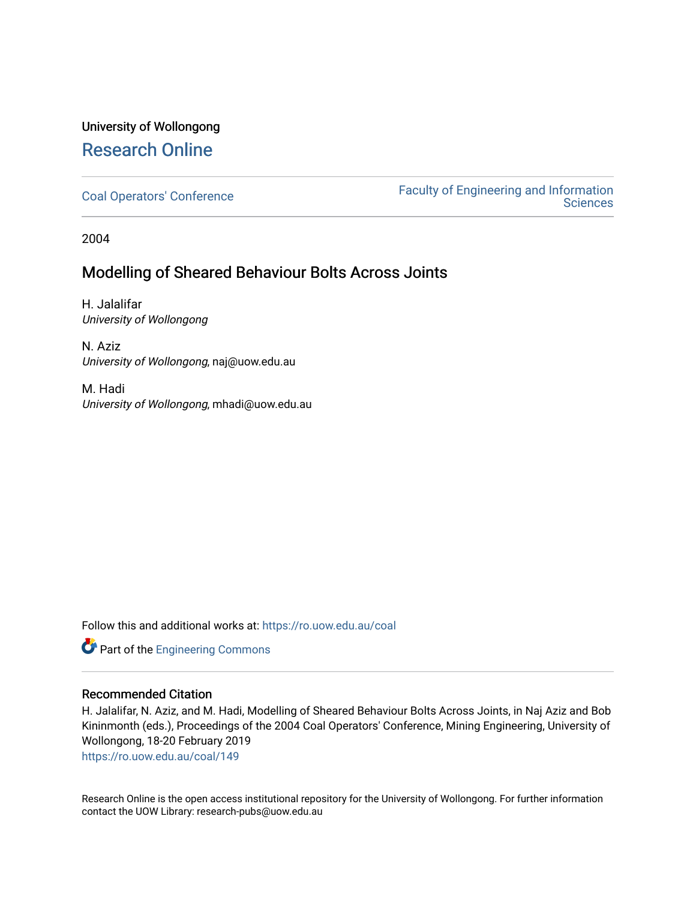University of Wollongong

# Research Online

Coal Operators' Conference

Faculty of Engineering and Information Sciences

2004

## Modelling of Sheared Behaviour Bolts Across Joints

H. Jalalifar
*University of Wollongong*

N. Aziz
*University of Wollongong*, naj@uow.edu.au

M. Hadi
*University of Wollongong*, mhadi@uow.edu.au

Follow this and additional works at: https://ro.uow.edu.au/coal

Part of the Engineering Commons

### Recommended Citation

H. Jalalifar, N. Aziz, and M. Hadi, Modelling of Sheared Behaviour Bolts Across Joints, in Naj Aziz and Bob Kininmonth (eds.), Proceedings of the 2004 Coal Operators' Conference, Mining Engineering, University of Wollongong, 18-20 February 2019
https://ro.uow.edu.au/coal/149

Research Online is the open access institutional repository for the University of Wollongong. For further information contact the UOW Library: research-pubs@uow.edu.au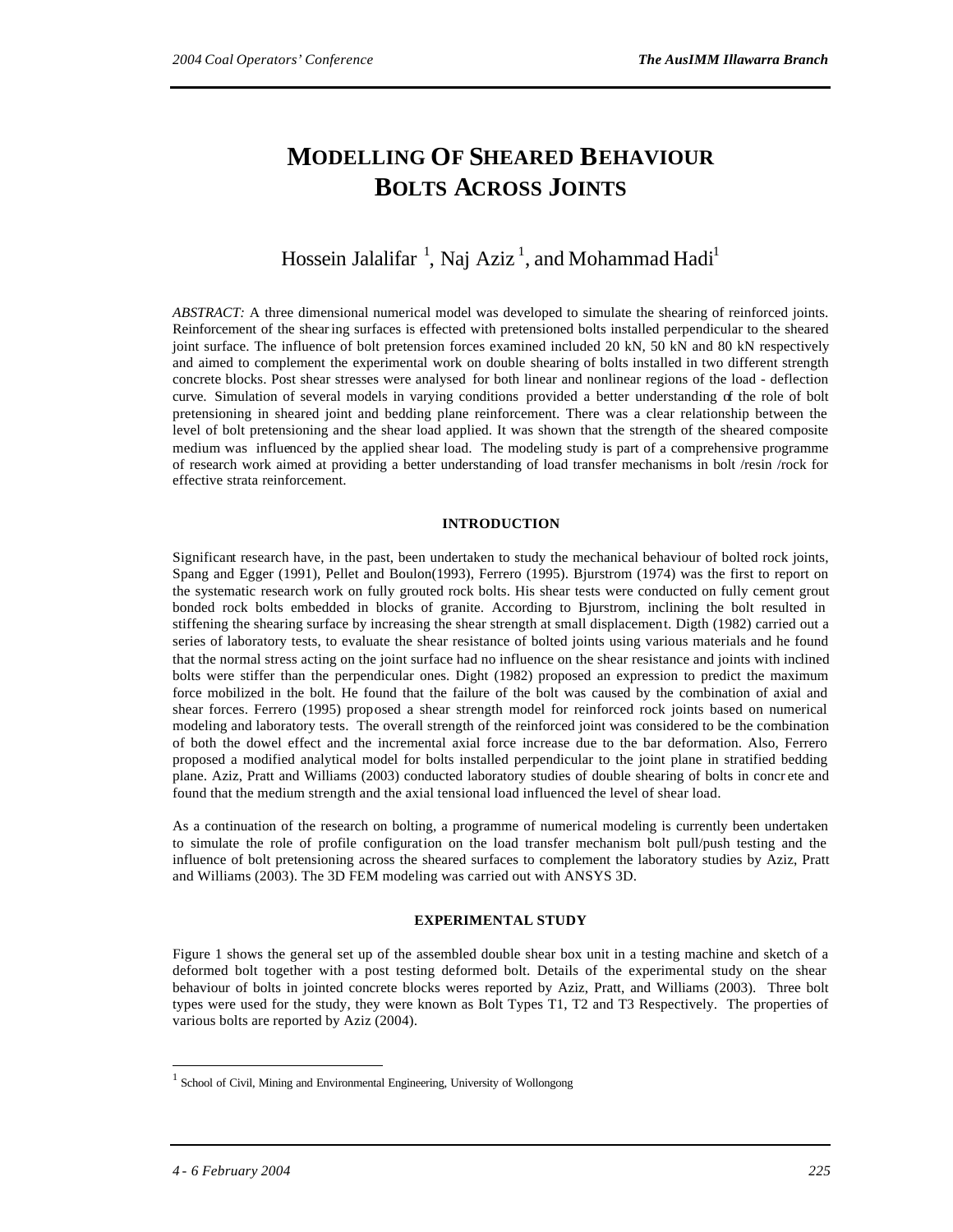# MODELLING OF SHEARED BEHAVIOUR BOLTS ACROSS JOINTS

Hossein Jalalifar [1], Naj Aziz [1], and Mohammad Hadi[1]

*ABSTRACT:* A three dimensional numerical model was developed to simulate the shearing of reinforced joints. Reinforcement of the shear ing surfaces is effected with pretensioned bolts installed perpendicular to the sheared joint surface. The influence of bolt pretension forces examined included 20 kN, 50 kN and 80 kN respectively and aimed to complement the experimental work on double shearing of bolts installed in two different strength concrete blocks. Post shear stresses were analysed for both linear and nonlinear regions of the load - deflection curve. Simulation of several models in varying conditions provided a better understanding of the role of bolt pretensioning in sheared joint and bedding plane reinforcement. There was a clear relationship between the level of bolt pretensioning and the shear load applied. It was shown that the strength of the sheared composite medium was influenced by the applied shear load. The modeling study is part of a comprehensive programme of research work aimed at providing a better understanding of load transfer mechanisms in bolt /resin /rock for effective strata reinforcement.

## INTRODUCTION

Significant research have, in the past, been undertaken to study the mechanical behaviour of bolted rock joints, Spang and Egger (1991), Pellet and Boulon(1993), Ferrero (1995). Bjurstrom (1974) was the first to report on the systematic research work on fully grouted rock bolts. His shear tests were conducted on fully cement grout bonded rock bolts embedded in blocks of granite. According to Bjurstrom, inclining the bolt resulted in stiffening the shearing surface by increasing the shear strength at small displacement. Digth (1982) carried out a series of laboratory tests, to evaluate the shear resistance of bolted joints using various materials and he found that the normal stress acting on the joint surface had no influence on the shear resistance and joints with inclined bolts were stiffer than the perpendicular ones. Dight (1982) proposed an expression to predict the maximum force mobilized in the bolt. He found that the failure of the bolt was caused by the combination of axial and shear forces. Ferrero (1995) proposed a shear strength model for reinforced rock joints based on numerical modeling and laboratory tests. The overall strength of the reinforced joint was considered to be the combination of both the dowel effect and the incremental axial force increase due to the bar deformation. Also, Ferrero proposed a modified analytical model for bolts installed perpendicular to the joint plane in stratified bedding plane. Aziz, Pratt and Williams (2003) conducted laboratory studies of double shearing of bolts in concr ete and found that the medium strength and the axial tensional load influenced the level of shear load.

As a continuation of the research on bolting, a programme of numerical modeling is currently been undertaken to simulate the role of profile configuration on the load transfer mechanism bolt pull/push testing and the influence of bolt pretensioning across the sheared surfaces to complement the laboratory studies by Aziz, Pratt and Williams (2003). The 3D FEM modeling was carried out with ANSYS 3D.

## EXPERIMENTAL STUDY

Figure 1 shows the general set up of the assembled double shear box unit in a testing machine and sketch of a deformed bolt together with a post testing deformed bolt. Details of the experimental study on the shear behaviour of bolts in jointed concrete blocks weres reported by Aziz, Pratt, and Williams (2003). Three bolt types were used for the study, they were known as Bolt Types T1, T2 and T3 Respectively. The properties of various bolts are reported by Aziz (2004).

[1] School of Civil, Mining and Environmental Engineering, University of Wollongong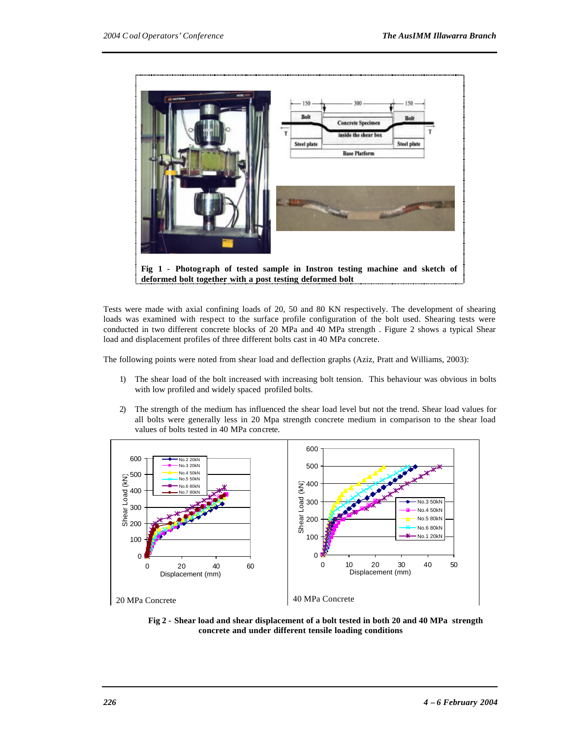**Fig 1 - Photograph of tested sample in Instron testing machine and sketch of deformed bolt together with a post testing deformed bolt**

Tests were made with axial confining loads of 20, 50 and 80 KN respectively. The development of shearing loads was examined with respect to the surface profile configuration of the bolt used. Shearing tests were conducted in two different concrete blocks of 20 MPa and 40 MPa strength . Figure 2 shows a typical Shear load and displacement profiles of three different bolts cast in 40 MPa concrete.

The following points were noted from shear load and deflection graphs (Aziz, Pratt and Williams, 2003):

1) The shear load of the bolt increased with increasing bolt tension. This behaviour was obvious in bolts with low profiled and widely spaced profiled bolts.

2) The strength of the medium has influenced the shear load level but not the trend. Shear load values for all bolts were generally less in 20 Mpa strength concrete medium in comparison to the shear load values of bolts tested in 40 MPa concrete.

20 MPa Concrete

40 MPa Concrete

**Fig 2 - Shear load and shear displacement of a bolt tested in both 20 and 40 MPa strength concrete and under different tensile loading conditions**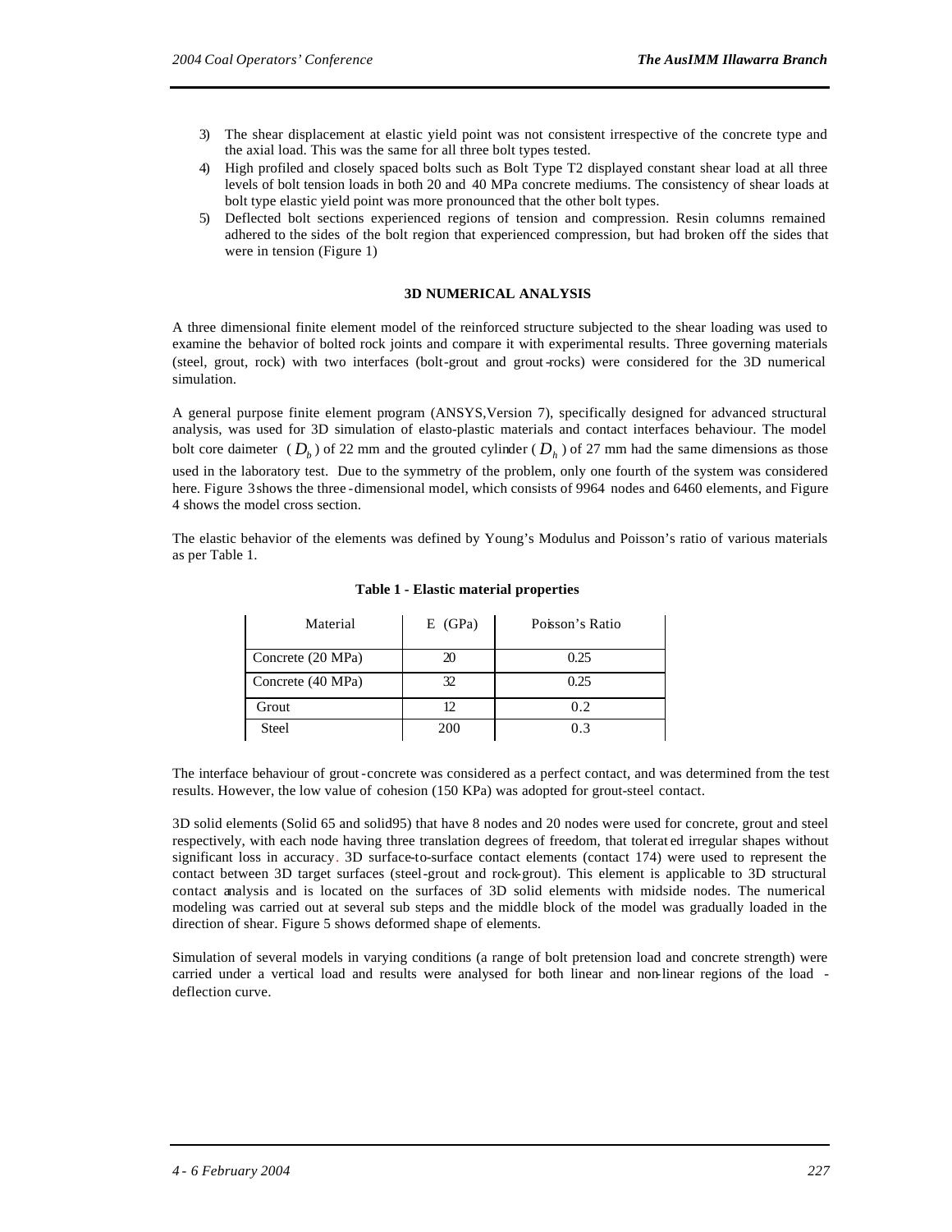3) The shear displacement at elastic yield point was not consistent irrespective of the concrete type and the axial load. This was the same for all three bolt types tested.
4) High profiled and closely spaced bolts such as Bolt Type T2 displayed constant shear load at all three levels of bolt tension loads in both 20 and 40 MPa concrete mediums. The consistency of shear loads at bolt type elastic yield point was more pronounced that the other bolt types.
5) Deflected bolt sections experienced regions of tension and compression. Resin columns remained adhered to the sides of the bolt region that experienced compression, but had broken off the sides that were in tension (Figure 1)

## 3D NUMERICAL ANALYSIS

A three dimensional finite element model of the reinforced structure subjected to the shear loading was used to examine the behavior of bolted rock joints and compare it with experimental results. Three governing materials (steel, grout, rock) with two interfaces (bolt-grout and grout-rocks) were considered for the 3D numerical simulation.

A general purpose finite element program (ANSYS,Version 7), specifically designed for advanced structural analysis, was used for 3D simulation of elasto-plastic materials and contact interfaces behaviour. The model bolt core daimeter ($D_b$) of 22 mm and the grouted cylinder ($D_h$) of 27 mm had the same dimensions as those used in the laboratory test. Due to the symmetry of the problem, only one fourth of the system was considered here. Figure 3 shows the three-dimensional model, which consists of 9964 nodes and 6460 elements, and Figure 4 shows the model cross section.

The elastic behavior of the elements was defined by Young's Modulus and Poisson's ratio of various materials as per Table 1.

**Table 1 - Elastic material properties**

| Material | E (GPa) | Poisson's Ratio |
|---|---|---|
| Concrete (20 MPa) | 20 | 0.25 |
| Concrete (40 MPa) | 32 | 0.25 |
| Grout | 12 | 0.2 |
| Steel | 200 | 0.3 |

The interface behaviour of grout-concrete was considered as a perfect contact, and was determined from the test results. However, the low value of cohesion (150 KPa) was adopted for grout-steel contact.

3D solid elements (Solid 65 and solid95) that have 8 nodes and 20 nodes were used for concrete, grout and steel respectively, with each node having three translation degrees of freedom, that tolerated irregular shapes without significant loss in accuracy. 3D surface-to-surface contact elements (contact 174) were used to represent the contact between 3D target surfaces (steel-grout and rock-grout). This element is applicable to 3D structural contact analysis and is located on the surfaces of 3D solid elements with midside nodes. The numerical modeling was carried out at several sub steps and the middle block of the model was gradually loaded in the direction of shear. Figure 5 shows deformed shape of elements.

Simulation of several models in varying conditions (a range of bolt pretension load and concrete strength) were carried under a vertical load and results were analysed for both linear and non-linear regions of the load - deflection curve.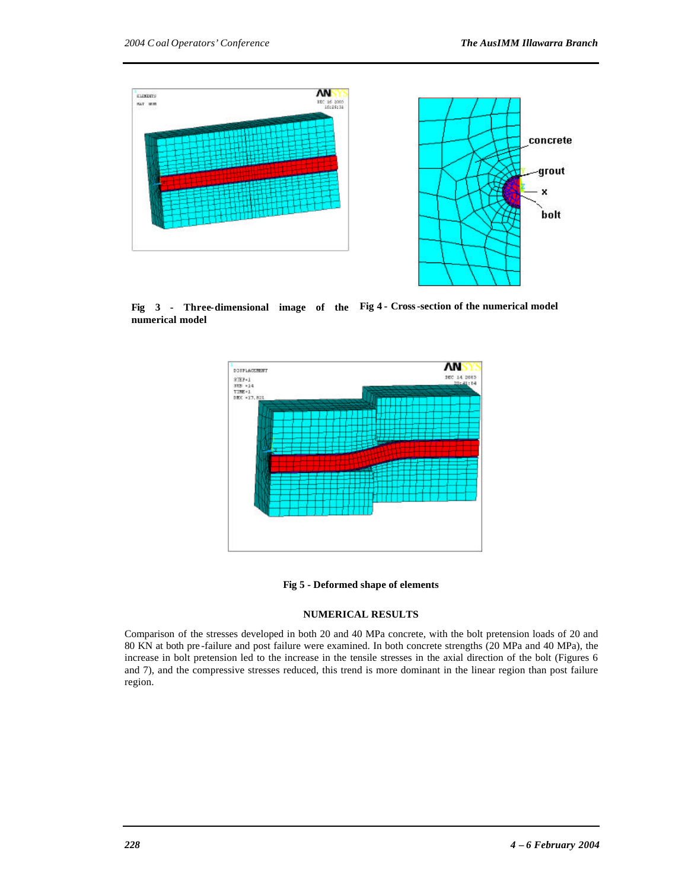Fig 3 - Three-dimensional image of the numerical model

Fig 4 - Cross-section of the numerical model

Fig 5 - Deformed shape of elements

## NUMERICAL RESULTS

Comparison of the stresses developed in both 20 and 40 MPa concrete, with the bolt pretension loads of 20 and 80 KN at both pre-failure and post failure were examined. In both concrete strengths (20 MPa and 40 MPa), the increase in bolt pretension led to the increase in the tensile stresses in the axial direction of the bolt (Figures 6 and 7), and the compressive stresses reduced, this trend is more dominant in the linear region than post failure region.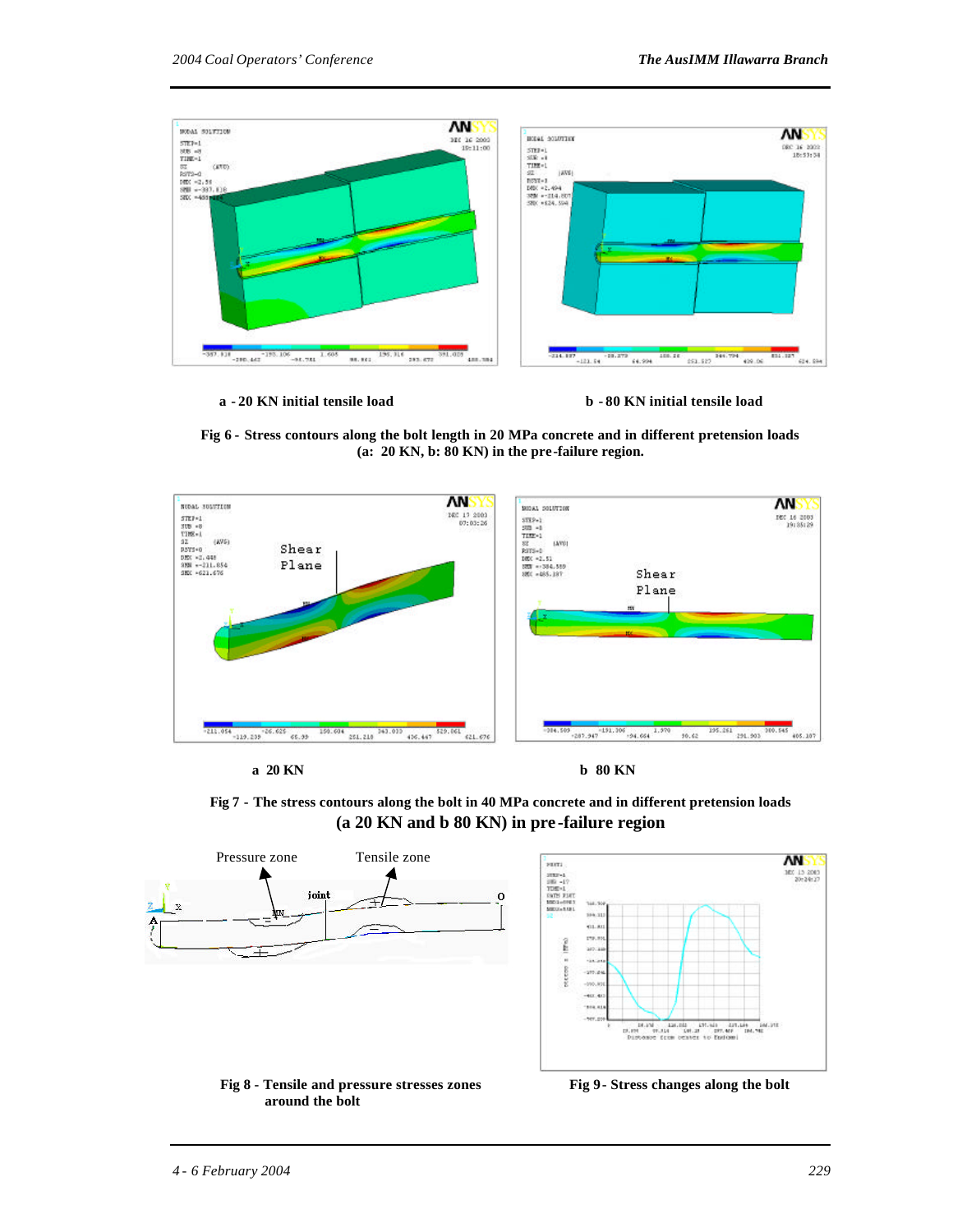a - 20 KN initial tensile load

b - 80 KN initial tensile load

**Fig 6 - Stress contours along the bolt length in 20 MPa concrete and in different pretension loads (a: 20 KN, b: 80 KN) in the pre-failure region.**

a 20 KN

b 80 KN

**Fig 7 - The stress contours along the bolt in 40 MPa concrete and in different pretension loads (a 20 KN and b 80 KN) in pre-failure region**

**Fig 8 - Tensile and pressure stresses zones around the bolt**

**Fig 9 - Stress changes along the bolt**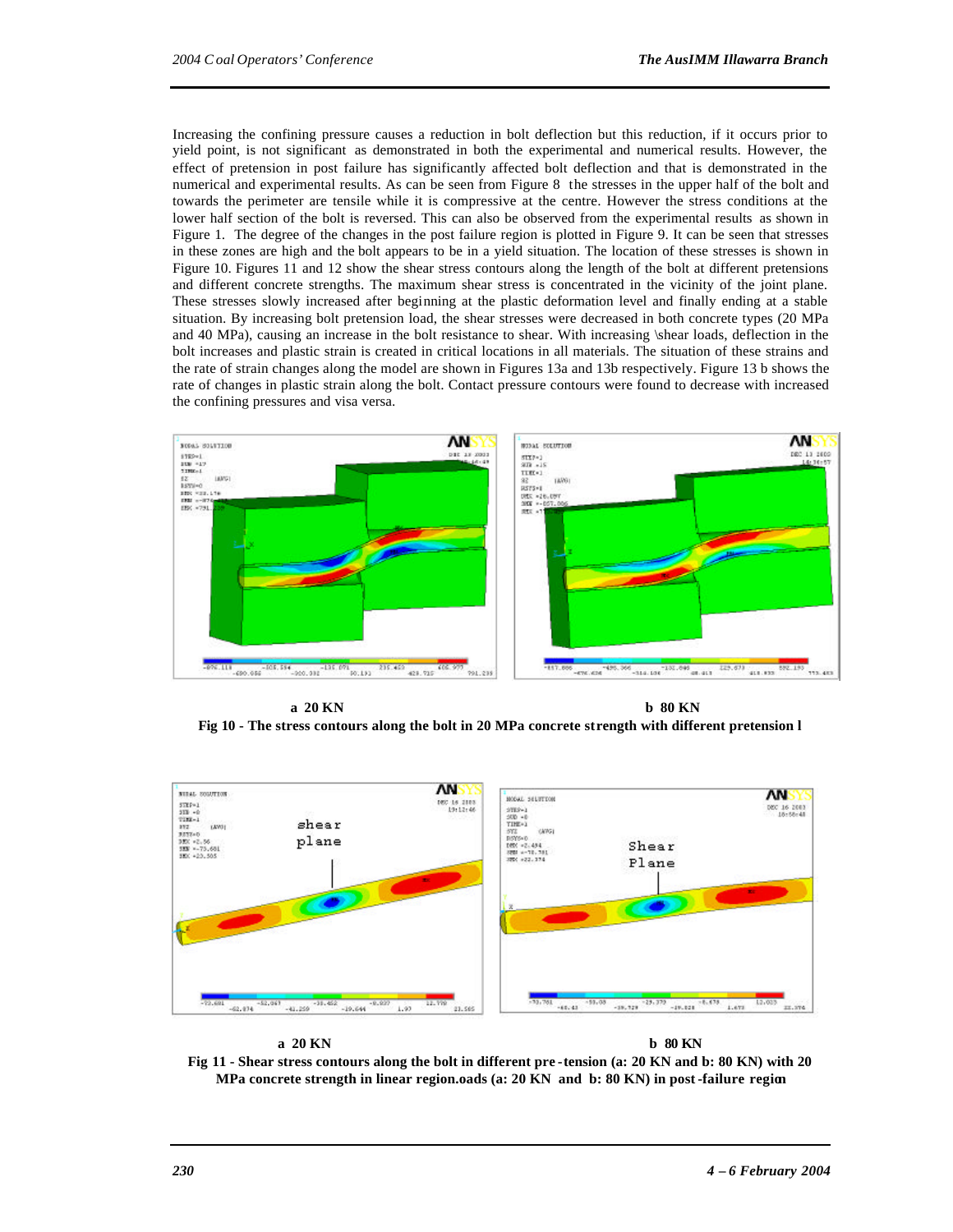Increasing the confining pressure causes a reduction in bolt deflection but this reduction, if it occurs prior to yield point, is not significant as demonstrated in both the experimental and numerical results. However, the effect of pretension in post failure has significantly affected bolt deflection and that is demonstrated in the numerical and experimental results. As can be seen from Figure 8 the stresses in the upper half of the bolt and towards the perimeter are tensile while it is compressive at the centre. However the stress conditions at the lower half section of the bolt is reversed. This can also be observed from the experimental results as shown in Figure 1. The degree of the changes in the post failure region is plotted in Figure 9. It can be seen that stresses in these zones are high and the bolt appears to be in a yield situation. The location of these stresses is shown in Figure 10. Figures 11 and 12 show the shear stress contours along the length of the bolt at different pretensions and different concrete strengths. The maximum shear stress is concentrated in the vicinity of the joint plane. These stresses slowly increased after beginning at the plastic deformation level and finally ending at a stable situation. By increasing bolt pretension load, the shear stresses were decreased in both concrete types (20 MPa and 40 MPa), causing an increase in the bolt resistance to shear. With increasing \shear loads, deflection in the bolt increases and plastic strain is created in critical locations in all materials. The situation of these strains and the rate of strain changes along the model are shown in Figures 13a and 13b respectively. Figure 13 b shows the rate of changes in plastic strain along the bolt. Contact pressure contours were found to decrease with increased the confining pressures and visa versa.

**a 20 KN** **b 80 KN**

**Fig 10 - The stress contours along the bolt in 20 MPa concrete strength with different pretension l**

**a 20 KN** **b 80 KN**

**Fig 11 - Shear stress contours along the bolt in different pre-tension (a: 20 KN and b: 80 KN) with 20 MPa concrete strength in linear region.oads (a: 20 KN and b: 80 KN) in post-failure region**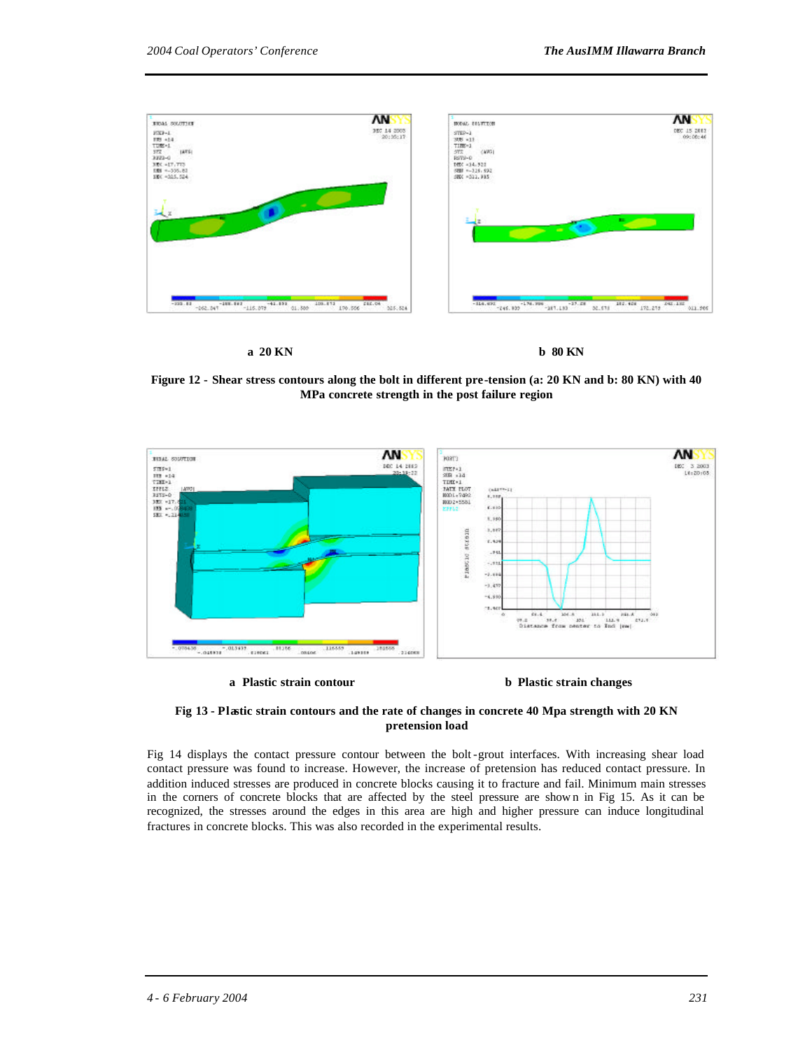a 20 KN

b 80 KN

**Figure 12 - Shear stress contours along the bolt in different pre-tension (a: 20 KN and b: 80 KN) with 40 MPa concrete strength in the post failure region**

a Plastic strain contour

b Plastic strain changes

**Fig 13 - Plastic strain contours and the rate of changes in concrete 40 Mpa strength with 20 KN pretension load**

Fig 14 displays the contact pressure contour between the bolt-grout interfaces. With increasing shear load contact pressure was found to increase. However, the increase of pretension has reduced contact pressure. In addition induced stresses are produced in concrete blocks causing it to fracture and fail. Minimum main stresses in the corners of concrete blocks that are affected by the steel pressure are shown in Fig 15. As it can be recognized, the stresses around the edges in this area are high and higher pressure can induce longitudinal fractures in concrete blocks. This was also recorded in the experimental results.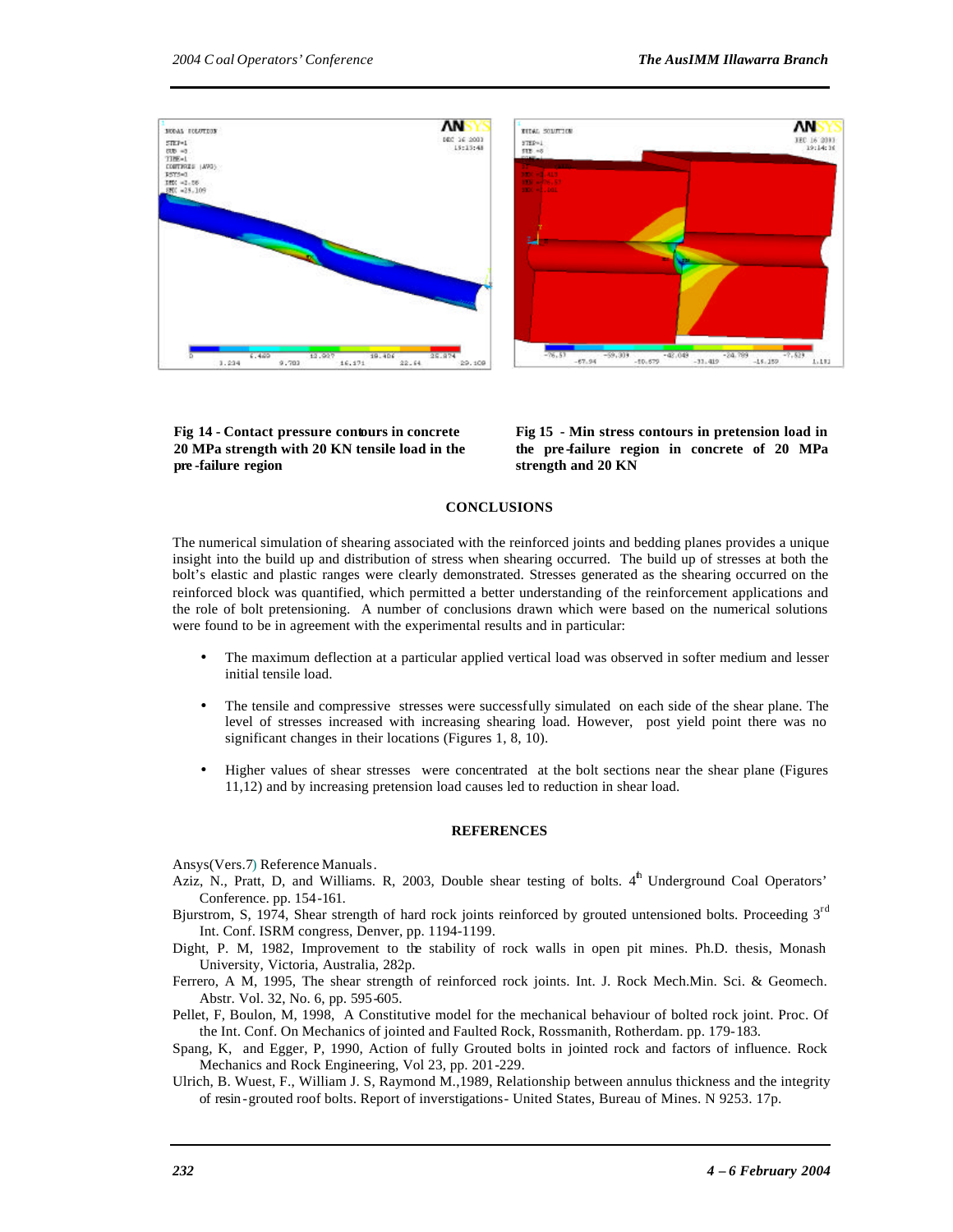**Fig 14 - Contact pressure contours in concrete 20 MPa strength with 20 KN tensile load in the pre-failure region**

**Fig 15 - Min stress contours in pretension load in the pre-failure region in concrete of 20 MPa strength and 20 KN**

## CONCLUSIONS

The numerical simulation of shearing associated with the reinforced joints and bedding planes provides a unique insight into the build up and distribution of stress when shearing occurred. The build up of stresses at both the bolt's elastic and plastic ranges were clearly demonstrated. Stresses generated as the shearing occurred on the reinforced block was quantified, which permitted a better understanding of the reinforcement applications and the role of bolt pretensioning. A number of conclusions drawn which were based on the numerical solutions were found to be in agreement with the experimental results and in particular:

- The maximum deflection at a particular applied vertical load was observed in softer medium and lesser initial tensile load.
- The tensile and compressive stresses were successfully simulated on each side of the shear plane. The level of stresses increased with increasing shearing load. However, post yield point there was no significant changes in their locations (Figures 1, 8, 10).
- Higher values of shear stresses were concentrated at the bolt sections near the shear plane (Figures 11,12) and by increasing pretension load causes led to reduction in shear load.

## REFERENCES

Ansys(Vers.7) Reference Manuals.

Aziz, N., Pratt, D, and Williams. R, 2003, Double shear testing of bolts. 4th Underground Coal Operators' Conference. pp. 154-161.

Bjurstrom, S, 1974, Shear strength of hard rock joints reinforced by grouted untensioned bolts. Proceeding 3rd Int. Conf. ISRM congress, Denver, pp. 1194-1199.

Dight, P. M, 1982, Improvement to the stability of rock walls in open pit mines. Ph.D. thesis, Monash University, Victoria, Australia, 282p.

Ferrero, A M, 1995, The shear strength of reinforced rock joints. Int. J. Rock Mech.Min. Sci. & Geomech. Abstr. Vol. 32, No. 6, pp. 595-605.

Pellet, F, Boulon, M, 1998, A Constitutive model for the mechanical behaviour of bolted rock joint. Proc. Of the Int. Conf. On Mechanics of jointed and Faulted Rock, Rossmanith, Rotherdam. pp. 179-183.

Spang, K, and Egger, P, 1990, Action of fully Grouted bolts in jointed rock and factors of influence. Rock Mechanics and Rock Engineering, Vol 23, pp. 201-229.

Ulrich, B. Wuest, F., William J. S, Raymond M.,1989, Relationship between annulus thickness and the integrity of resin-grouted roof bolts. Report of inverstigations- United States, Bureau of Mines. N 9253. 17p.